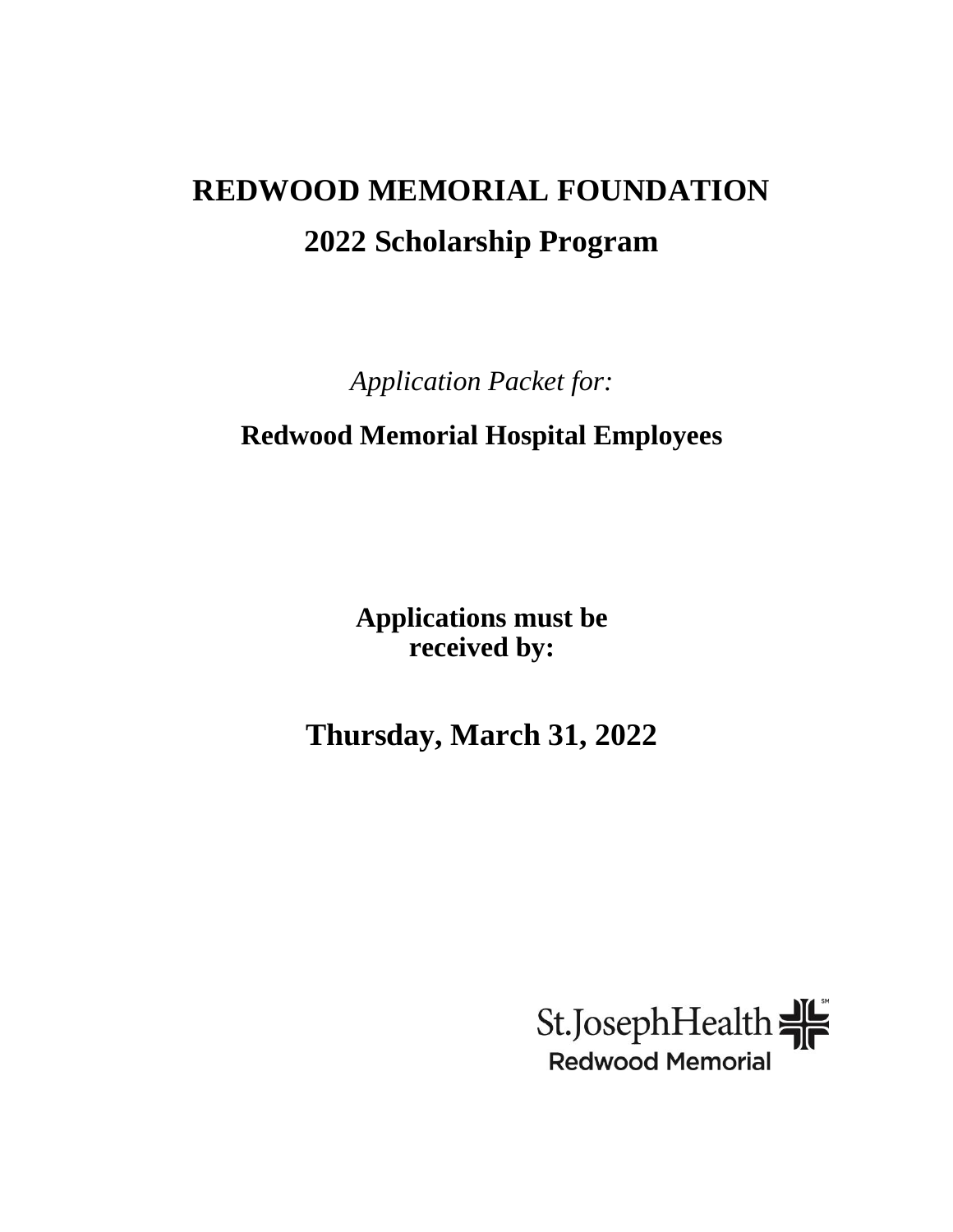# REDWOOD MEMORIAL FOUNDATION

## 2022 Scholarship Program

*Application Packet for:*

**Redwood Memorial Hospital Employees**

**Applications must be received by:**

## Thursday, March 31, 2022

St.JosephHealth
Redwood Memorial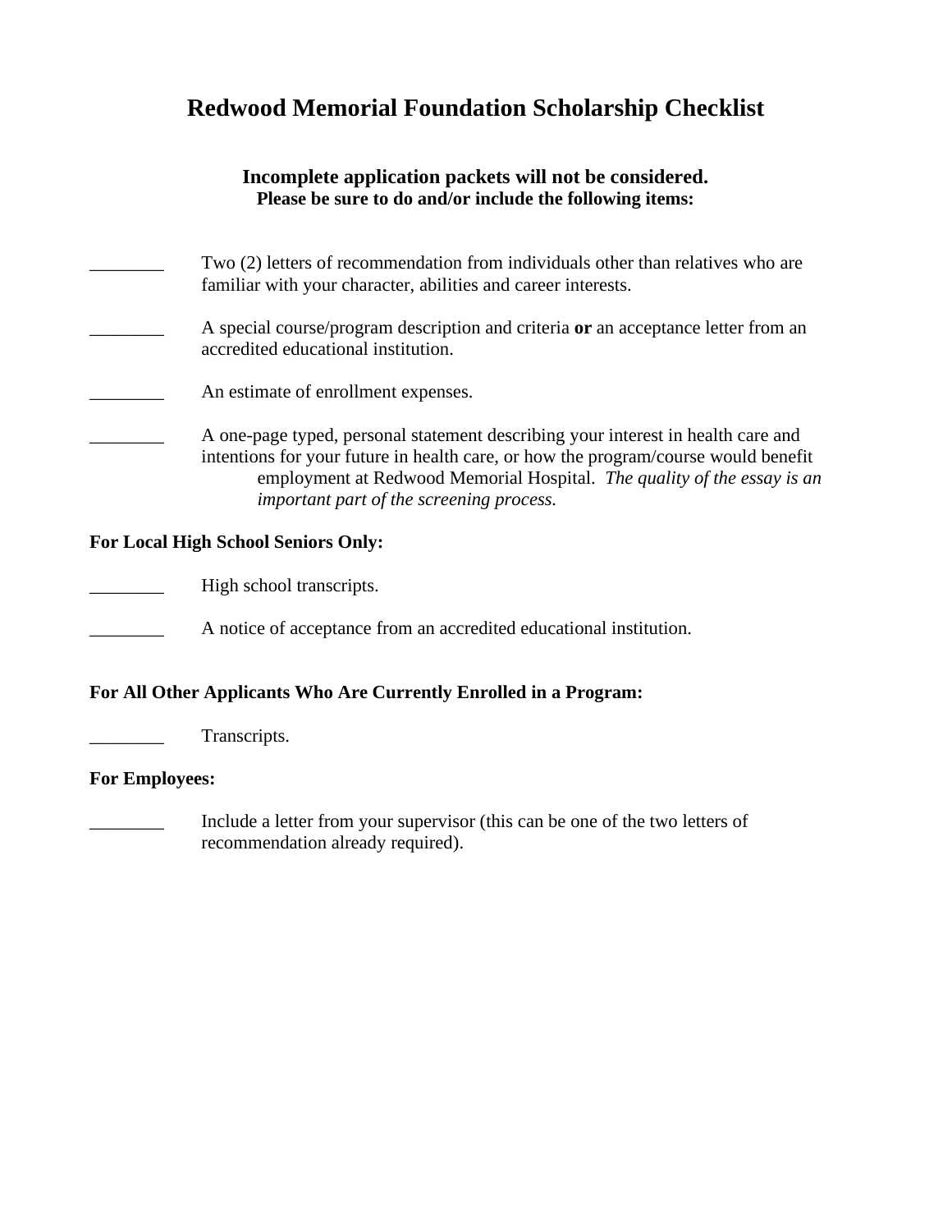# Redwood Memorial Foundation Scholarship Checklist

**Incomplete application packets will not be considered.**
**Please be sure to do and/or include the following items:**

________ Two (2) letters of recommendation from individuals other than relatives who are familiar with your character, abilities and career interests.

________ A special course/program description and criteria **or** an acceptance letter from an accredited educational institution.

________ An estimate of enrollment expenses.

________ A one-page typed, personal statement describing your interest in health care and intentions for your future in health care, or how the program/course would benefit employment at Redwood Memorial Hospital. *The quality of the essay is an important part of the screening process.*

**For Local High School Seniors Only:**

________ High school transcripts.

________ A notice of acceptance from an accredited educational institution.

**For All Other Applicants Who Are Currently Enrolled in a Program:**

________ Transcripts.

**For Employees:**

________ Include a letter from your supervisor (this can be one of the two letters of recommendation already required).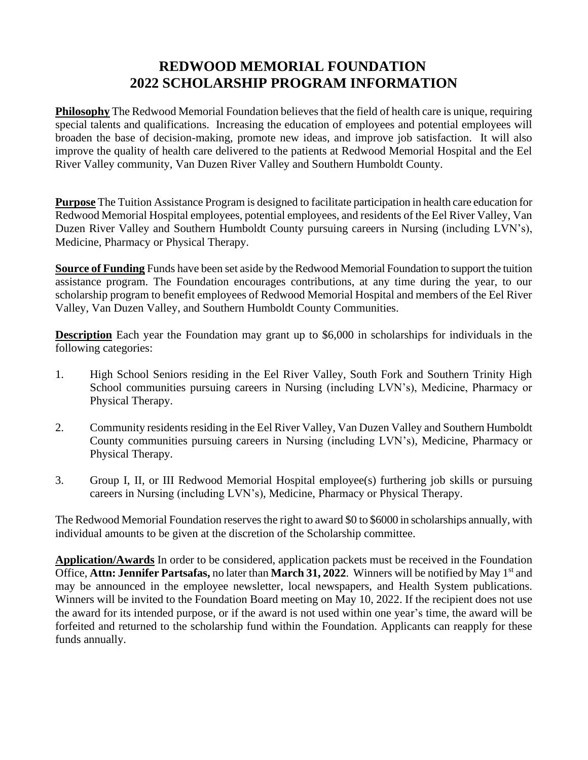# REDWOOD MEMORIAL FOUNDATION
# 2022 SCHOLARSHIP PROGRAM INFORMATION

**Philosophy** The Redwood Memorial Foundation believes that the field of health care is unique, requiring special talents and qualifications. Increasing the education of employees and potential employees will broaden the base of decision-making, promote new ideas, and improve job satisfaction. It will also improve the quality of health care delivered to the patients at Redwood Memorial Hospital and the Eel River Valley community, Van Duzen River Valley and Southern Humboldt County.

**Purpose** The Tuition Assistance Program is designed to facilitate participation in health care education for Redwood Memorial Hospital employees, potential employees, and residents of the Eel River Valley, Van Duzen River Valley and Southern Humboldt County pursuing careers in Nursing (including LVN's), Medicine, Pharmacy or Physical Therapy.

**Source of Funding** Funds have been set aside by the Redwood Memorial Foundation to support the tuition assistance program. The Foundation encourages contributions, at any time during the year, to our scholarship program to benefit employees of Redwood Memorial Hospital and members of the Eel River Valley, Van Duzen Valley, and Southern Humboldt County Communities.

**Description** Each year the Foundation may grant up to $6,000 in scholarships for individuals in the following categories:

1. High School Seniors residing in the Eel River Valley, South Fork and Southern Trinity High School communities pursuing careers in Nursing (including LVN's), Medicine, Pharmacy or Physical Therapy.

2. Community residents residing in the Eel River Valley, Van Duzen Valley and Southern Humboldt County communities pursuing careers in Nursing (including LVN's), Medicine, Pharmacy or Physical Therapy.

3. Group I, II, or III Redwood Memorial Hospital employee(s) furthering job skills or pursuing careers in Nursing (including LVN's), Medicine, Pharmacy or Physical Therapy.

The Redwood Memorial Foundation reserves the right to award $0 to $6000 in scholarships annually, with individual amounts to be given at the discretion of the Scholarship committee.

**Application/Awards** In order to be considered, application packets must be received in the Foundation Office, **Attn: Jennifer Partsafas,** no later than **March 31, 2022**. Winners will be notified by May 1st and may be announced in the employee newsletter, local newspapers, and Health System publications. Winners will be invited to the Foundation Board meeting on May 10, 2022. If the recipient does not use the award for its intended purpose, or if the award is not used within one year's time, the award will be forfeited and returned to the scholarship fund within the Foundation. Applicants can reapply for these funds annually.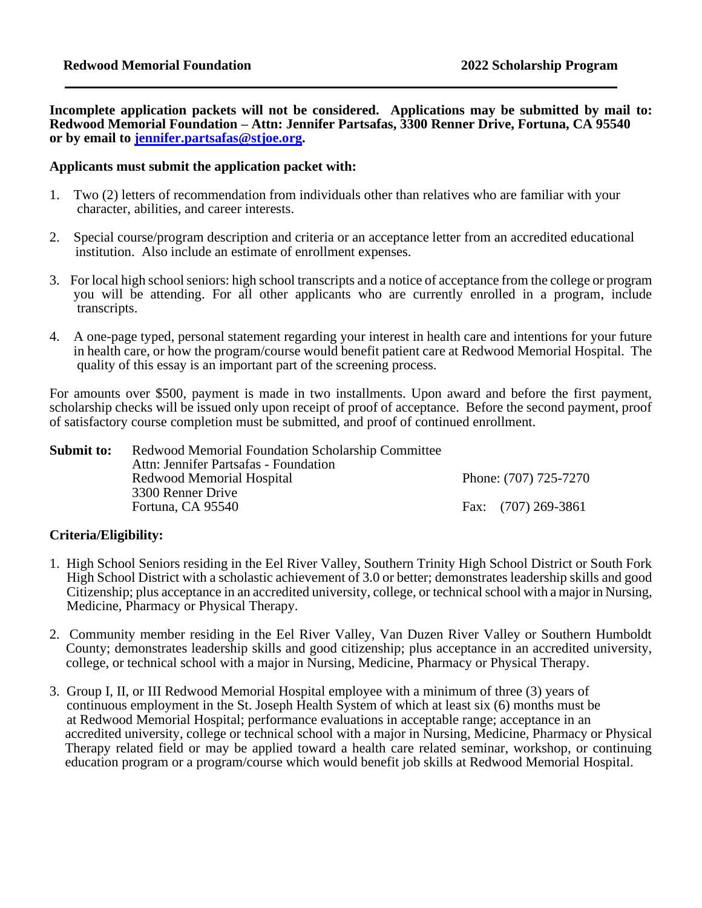**Incomplete application packets will not be considered. Applications may be submitted by mail to: Redwood Memorial Foundation – Attn: Jennifer Partsafas, 3300 Renner Drive, Fortuna, CA 95540 or by email to jennifer.partsafas@stjoe.org.**

**Applicants must submit the application packet with:**

1. Two (2) letters of recommendation from individuals other than relatives who are familiar with your character, abilities, and career interests.

2. Special course/program description and criteria or an acceptance letter from an accredited educational institution. Also include an estimate of enrollment expenses.

3. For local high school seniors: high school transcripts and a notice of acceptance from the college or program you will be attending. For all other applicants who are currently enrolled in a program, include transcripts.

4. A one-page typed, personal statement regarding your interest in health care and intentions for your future in health care, or how the program/course would benefit patient care at Redwood Memorial Hospital. The quality of this essay is an important part of the screening process.

For amounts over $500, payment is made in two installments. Upon award and before the first payment, scholarship checks will be issued only upon receipt of proof of acceptance. Before the second payment, proof of satisfactory course completion must be submitted, and proof of continued enrollment.

**Submit to:** Redwood Memorial Foundation Scholarship Committee
Attn: Jennifer Partsafas - Foundation
Redwood Memorial Hospital
3300 Renner Drive
Fortuna, CA 95540

Phone: (707) 725-7270
Fax: (707) 269-3861

**Criteria/Eligibility:**

1. High School Seniors residing in the Eel River Valley, Southern Trinity High School District or South Fork High School District with a scholastic achievement of 3.0 or better; demonstrates leadership skills and good Citizenship; plus acceptance in an accredited university, college, or technical school with a major in Nursing, Medicine, Pharmacy or Physical Therapy.

2. Community member residing in the Eel River Valley, Van Duzen River Valley or Southern Humboldt County; demonstrates leadership skills and good citizenship; plus acceptance in an accredited university, college, or technical school with a major in Nursing, Medicine, Pharmacy or Physical Therapy.

3. Group I, II, or III Redwood Memorial Hospital employee with a minimum of three (3) years of continuous employment in the St. Joseph Health System of which at least six (6) months must be at Redwood Memorial Hospital; performance evaluations in acceptable range; acceptance in an accredited university, college or technical school with a major in Nursing, Medicine, Pharmacy or Physical Therapy related field or may be applied toward a health care related seminar, workshop, or continuing education program or a program/course which would benefit job skills at Redwood Memorial Hospital.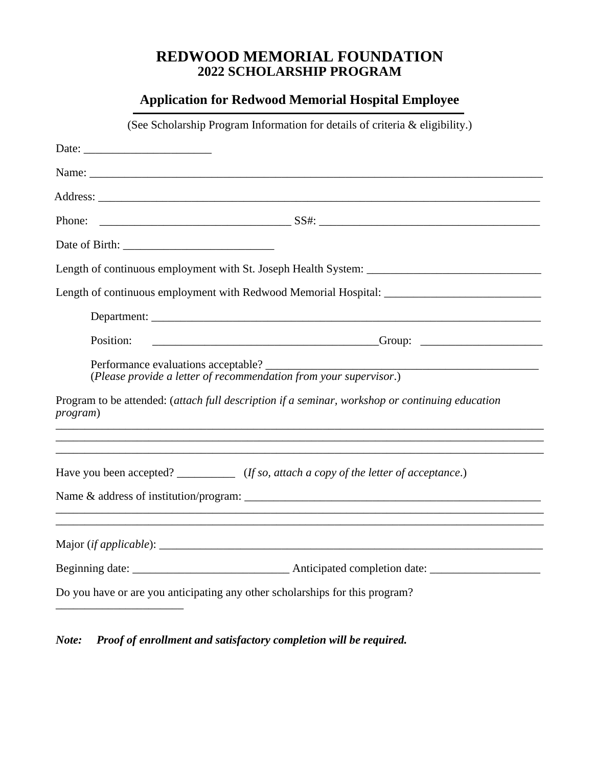# REDWOOD MEMORIAL FOUNDATION
## 2022 SCHOLARSHIP PROGRAM

### Application for Redwood Memorial Hospital Employee

(See Scholarship Program Information for details of criteria & eligibility.)

Date: ______________________

Name: ______________________________________________________________________________

Address: ____________________________________________________________________________

Phone: _________________________________ SS#: _____________________________________

Date of Birth: __________________________

Length of continuous employment with St. Joseph Health System: ______________________________

Length of continuous employment with Redwood Memorial Hospital: ___________________________

Department: _____________________________________________________________________

Position: _______________________________________Group: _____________________

Performance evaluations acceptable? _______________________________________________
(*Please provide a letter of recommendation from your supervisor*.)

Program to be attended: (*attach full description if a seminar, workshop or continuing education program*)
________________________________________________________________________________________
________________________________________________________________________________________
________________________________________________________________________________________

Have you been accepted? __________ (*If so, attach a copy of the letter of acceptance*.)

Name & address of institution/program: _____________________________________________________
________________________________________________________________________________________
________________________________________________________________________________________

Major (*if applicable*): ______________________________________________________________________

Beginning date: ___________________________ Anticipated completion date: ___________________

Do you have or are you anticipating any other scholarships for this program?
______________________

***Note:*** ***Proof of enrollment and satisfactory completion will be required.***